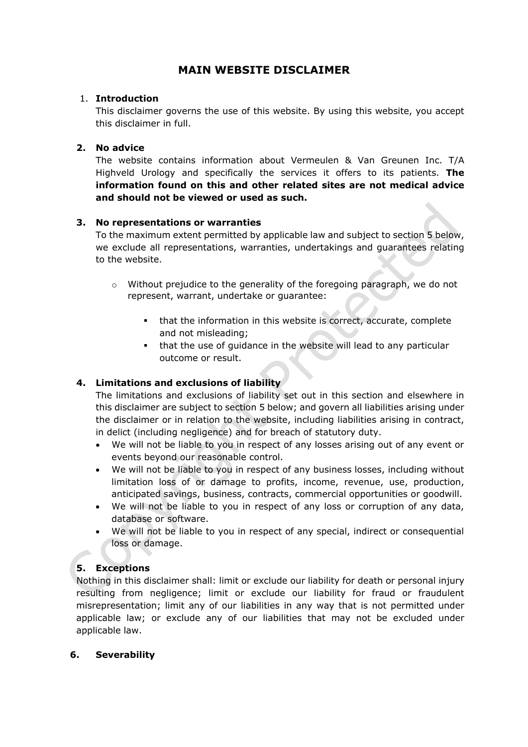# MAIN WEBSITE DISCLAIMER

1. **Introduction**
   This disclaimer governs the use of this website. By using this website, you accept this disclaimer in full.

2. **No advice**
   The website contains information about Vermeulen & Van Greunen Inc. T/A Highveld Urology and specifically the services it offers to its patients. **The information found on this and other related sites are not medical advice and should not be viewed or used as such.**

3. **No representations or warranties**
   To the maximum extent permitted by applicable law and subject to section 5 below, we exclude all representations, warranties, undertakings and guarantees relating to the website.

   - Without prejudice to the generality of the foregoing paragraph, we do not represent, warrant, undertake or guarantee:

     - that the information in this website is correct, accurate, complete and not misleading;
     - that the use of guidance in the website will lead to any particular outcome or result.

4. **Limitations and exclusions of liability**
   The limitations and exclusions of liability set out in this section and elsewhere in this disclaimer are subject to section 5 below; and govern all liabilities arising under the disclaimer or in relation to the website, including liabilities arising in contract, in delict (including negligence) and for breach of statutory duty.
   - We will not be liable to you in respect of any losses arising out of any event or events beyond our reasonable control.
   - We will not be liable to you in respect of any business losses, including without limitation loss of or damage to profits, income, revenue, use, production, anticipated savings, business, contracts, commercial opportunities or goodwill.
   - We will not be liable to you in respect of any loss or corruption of any data, database or software.
   - We will not be liable to you in respect of any special, indirect or consequential loss or damage.

5. **Exceptions**

Nothing in this disclaimer shall: limit or exclude our liability for death or personal injury resulting from negligence; limit or exclude our liability for fraud or fraudulent misrepresentation; limit any of our liabilities in any way that is not permitted under applicable law; or exclude any of our liabilities that may not be excluded under applicable law.

6. **Severability**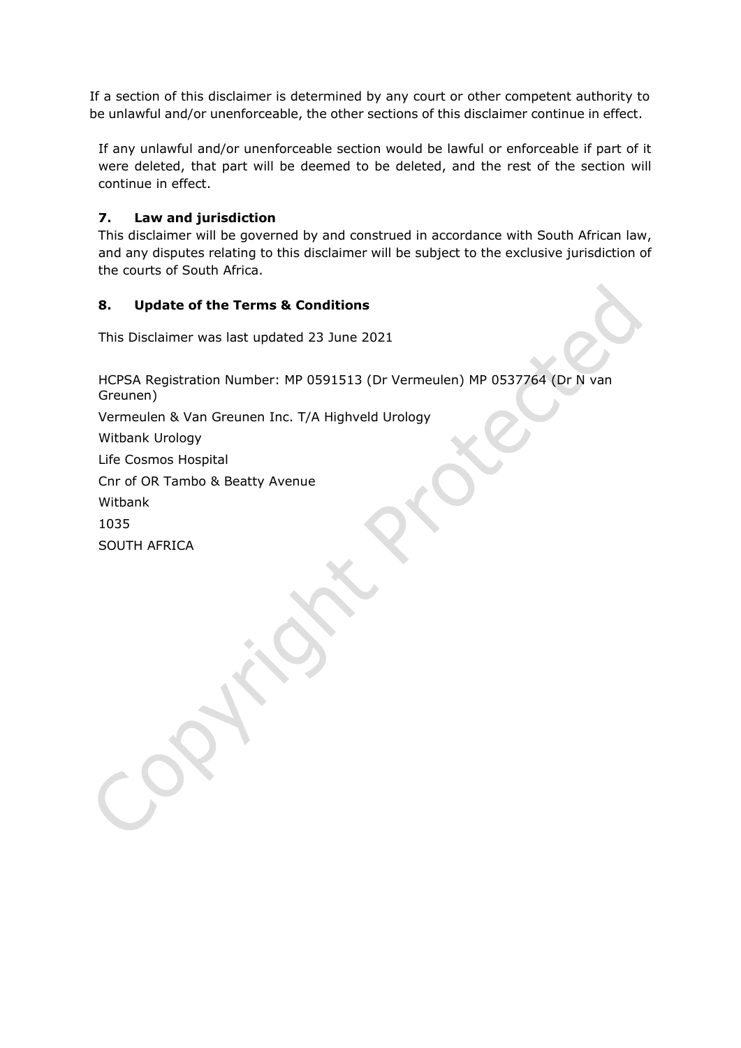If a section of this disclaimer is determined by any court or other competent authority to be unlawful and/or unenforceable, the other sections of this disclaimer continue in effect.

If any unlawful and/or unenforceable section would be lawful or enforceable if part of it were deleted, that part will be deemed to be deleted, and the rest of the section will continue in effect.

### 7. Law and jurisdiction

This disclaimer will be governed by and construed in accordance with South African law, and any disputes relating to this disclaimer will be subject to the exclusive jurisdiction of the courts of South Africa.

### 8. Update of the Terms & Conditions

This Disclaimer was last updated 23 June 2021

HCPSA Registration Number: MP 0591513 (Dr Vermeulen) MP 0537764 (Dr N van Greunen)

Vermeulen & Van Greunen Inc. T/A Highveld Urology

Witbank Urology

Life Cosmos Hospital

Cnr of OR Tambo & Beatty Avenue

Witbank

1035

SOUTH AFRICA